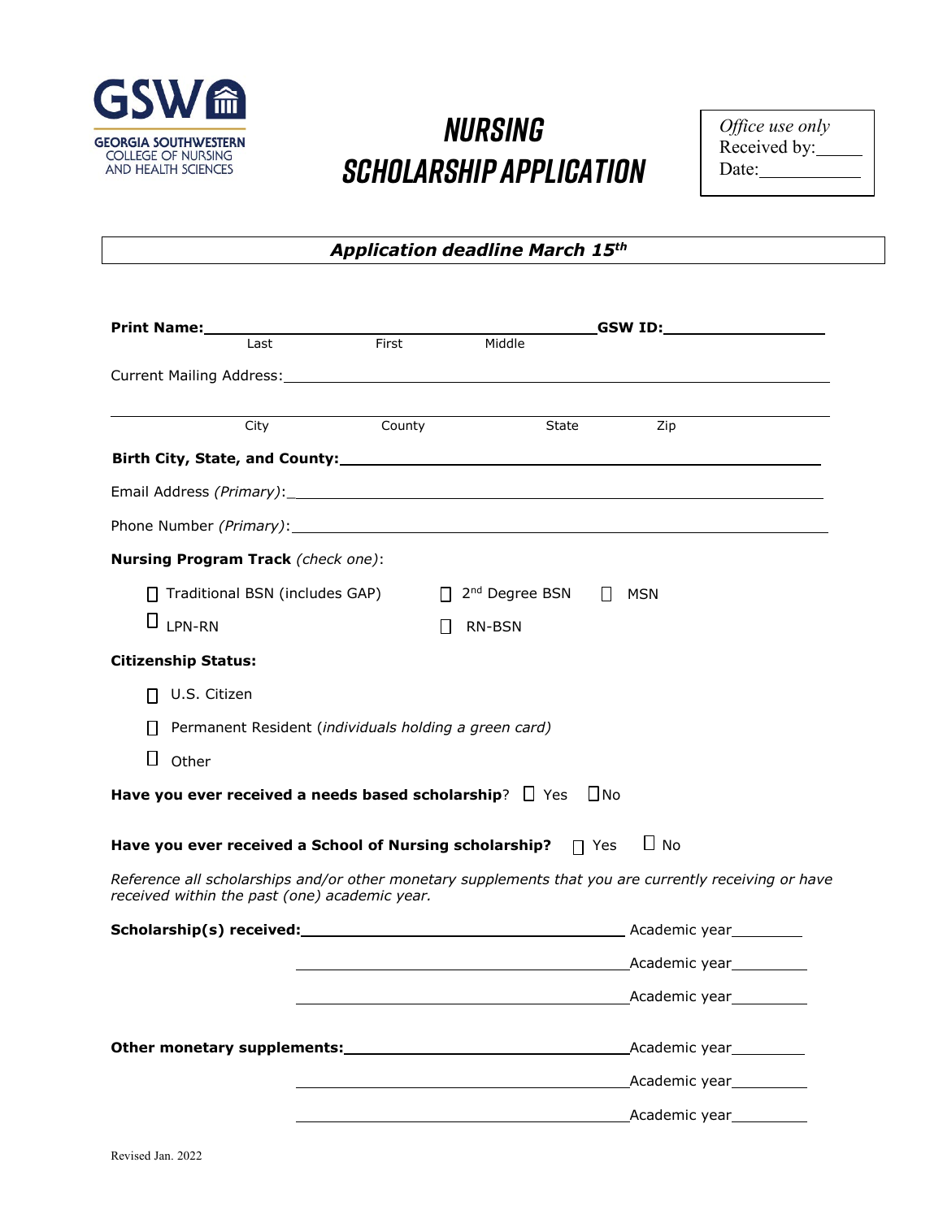GSW
GEORGIA SOUTHWESTERN
COLLEGE OF NURSING
AND HEALTH SCIENCES

# NURSING SCHOLARSHIP APPLICATION

*Office use only*
Received by:_____
Date:___________

***Application deadline March 15th***

**Print Name:**_______________________________________ **GSW ID:**__________________
Last First Middle

Current Mailing Address:_______________________________________________________________

_______________________________________________________________________________
City County State Zip

**Birth City, State, and County:**_____________________________________________________

Email Address *(Primary)*:_______________________________________________________________

Phone Number *(Primary)*:_______________________________________________________________

**Nursing Program Track** *(check one)*:

- ☐ Traditional BSN (includes GAP)
- ☐ 2nd Degree BSN
- ☐ MSN
- ☐ LPN-RN
- ☐ RN-BSN

**Citizenship Status:**

- ☐ U.S. Citizen
- ☐ Permanent Resident *(individuals holding a green card)*
- ☐ Other

**Have you ever received a needs based scholarship**? ☐ Yes ☐ No

**Have you ever received a School of Nursing scholarship?** ☐ Yes ☐ No

*Reference all scholarships and/or other monetary supplements that you are currently receiving or have received within the past (one) academic year.*

**Scholarship(s) received:**_______________________________ Academic year________

_______________________________ Academic year________

_______________________________ Academic year________

**Other monetary supplements:**_______________________________ Academic year________

_______________________________ Academic year________

_______________________________ Academic year________

Revised Jan. 2022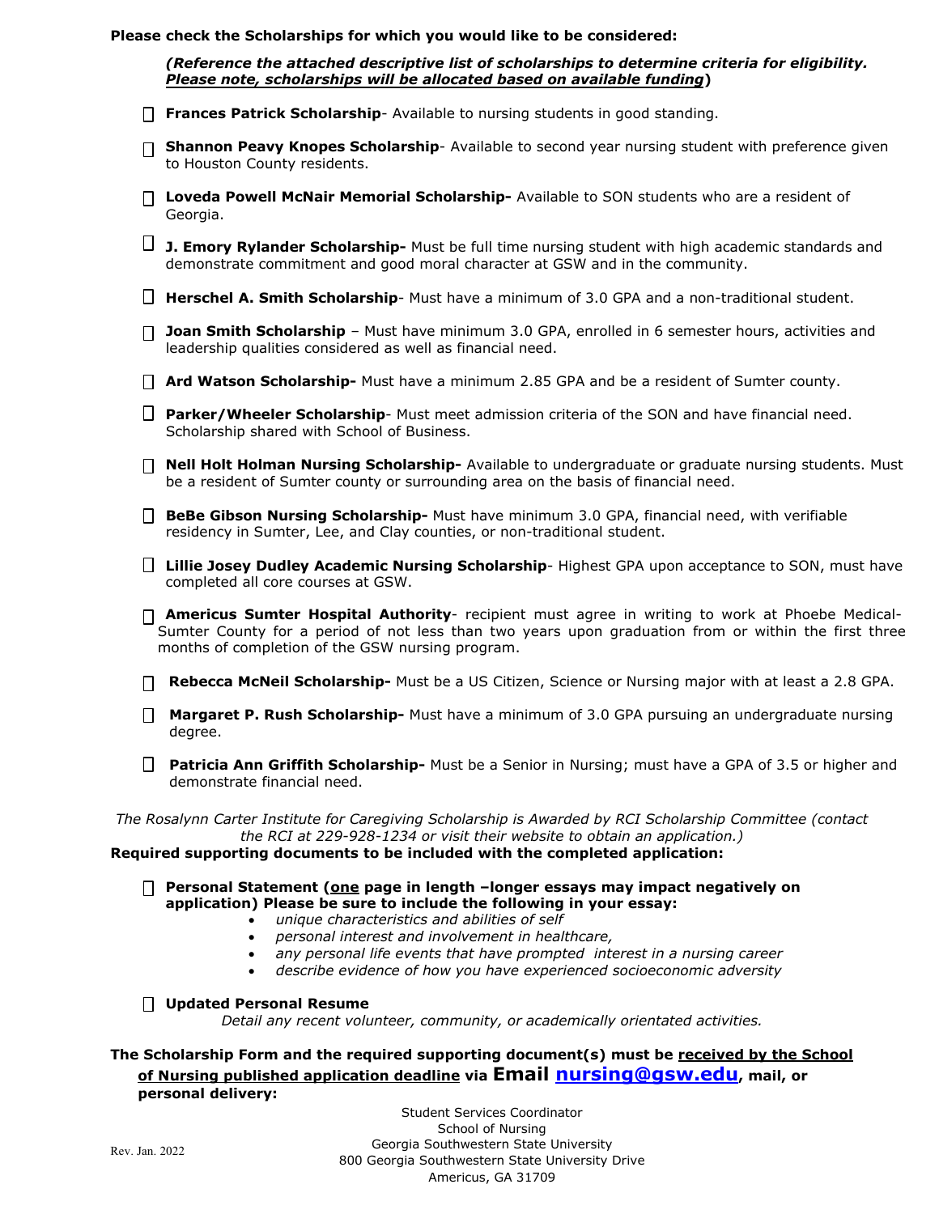**Please check the Scholarships for which you would like to be considered:**

***(Reference the attached descriptive list of scholarships to determine criteria for eligibility. Please note, scholarships will be allocated based on available funding)***

- ☐ **Frances Patrick Scholarship**- Available to nursing students in good standing.
- ☐ **Shannon Peavy Knopes Scholarship**- Available to second year nursing student with preference given to Houston County residents.
- ☐ **Loveda Powell McNair Memorial Scholarship-** Available to SON students who are a resident of Georgia.
- ☐ **J. Emory Rylander Scholarship-** Must be full time nursing student with high academic standards and demonstrate commitment and good moral character at GSW and in the community.
- ☐ **Herschel A. Smith Scholarship**- Must have a minimum of 3.0 GPA and a non-traditional student.
- ☐ **Joan Smith Scholarship** – Must have minimum 3.0 GPA, enrolled in 6 semester hours, activities and leadership qualities considered as well as financial need.
- ☐ **Ard Watson Scholarship-** Must have a minimum 2.85 GPA and be a resident of Sumter county.
- ☐ **Parker/Wheeler Scholarship**- Must meet admission criteria of the SON and have financial need. Scholarship shared with School of Business.
- ☐ **Nell Holt Holman Nursing Scholarship-** Available to undergraduate or graduate nursing students. Must be a resident of Sumter county or surrounding area on the basis of financial need.
- ☐ **BeBe Gibson Nursing Scholarship-** Must have minimum 3.0 GPA, financial need, with verifiable residency in Sumter, Lee, and Clay counties, or non-traditional student.
- ☐ **Lillie Josey Dudley Academic Nursing Scholarship**- Highest GPA upon acceptance to SON, must have completed all core courses at GSW.
- ☐ **Americus Sumter Hospital Authority**- recipient must agree in writing to work at Phoebe Medical-Sumter County for a period of not less than two years upon graduation from or within the first three months of completion of the GSW nursing program.
- ☐ **Rebecca McNeil Scholarship-** Must be a US Citizen, Science or Nursing major with at least a 2.8 GPA.
- ☐ **Margaret P. Rush Scholarship-** Must have a minimum of 3.0 GPA pursuing an undergraduate nursing degree.
- ☐ **Patricia Ann Griffith Scholarship-** Must be a Senior in Nursing; must have a GPA of 3.5 or higher and demonstrate financial need.

*The Rosalynn Carter Institute for Caregiving Scholarship is Awarded by RCI Scholarship Committee (contact the RCI at 229-928-1234 or visit their website to obtain an application.)*

**Required supporting documents to be included with the completed application:**

- ☐ **Personal Statement (one page in length –longer essays may impact negatively on application) Please be sure to include the following in your essay:**
  - *unique characteristics and abilities of self*
  - *personal interest and involvement in healthcare,*
  - *any personal life events that have prompted interest in a nursing career*
  - *describe evidence of how you have experienced socioeconomic adversity*
- ☐ **Updated Personal Resume**

  *Detail any recent volunteer, community, or academically orientated activities.*

**The Scholarship Form and the required supporting document(s) must be received by the School of Nursing published application deadline via Email [nursing@gsw.edu](mailto:nursing@gsw.edu), mail, or personal delivery:**

Student Services Coordinator
School of Nursing
Georgia Southwestern State University
800 Georgia Southwestern State University Drive
Americus, GA 31709

Rev. Jan. 2022